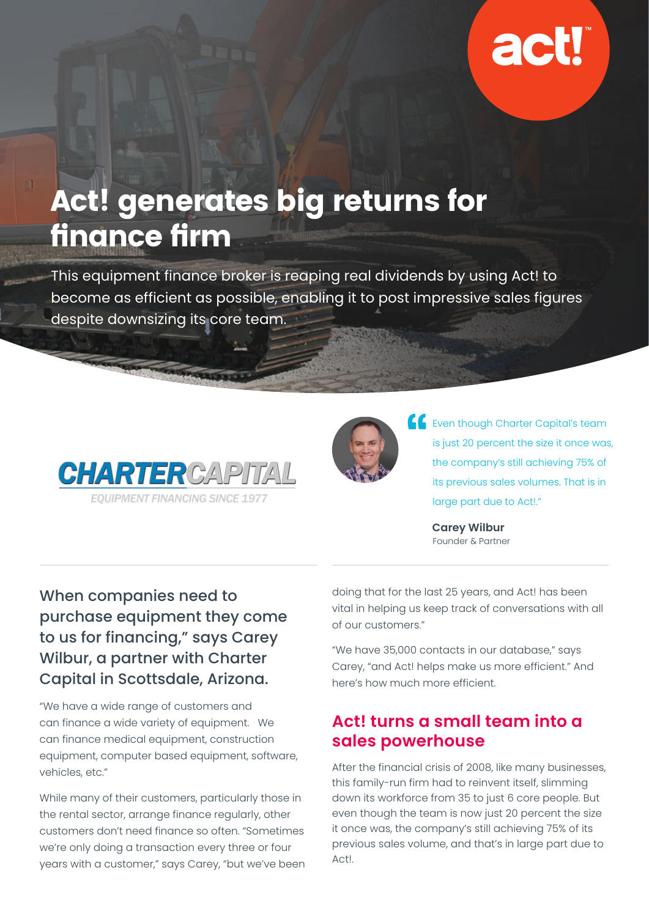act!

# Act! generates big returns for finance firm

This equipment finance broker is reaping real dividends by using Act! to become as efficient as possible, enabling it to post impressive sales figures despite downsizing its core team.

CHARTERCAPITAL

EQUIPMENT FINANCING SINCE 1977

> "Even though Charter Capital's team is just 20 percent the size it once was, the company's still achieving 75% of its previous sales volumes. That is in large part due to Act!."
>
> **Carey Wilbur**
> Founder & Partner

### When companies need to purchase equipment they come to us for financing," says Carey Wilbur, a partner with Charter Capital in Scottsdale, Arizona.

"We have a wide range of customers and can finance a wide variety of equipment. We can finance medical equipment, construction equipment, computer based equipment, software, vehicles, etc."

While many of their customers, particularly those in the rental sector, arrange finance regularly, other customers don't need finance so often. "Sometimes we're only doing a transaction every three or four years with a customer," says Carey, "but we've been doing that for the last 25 years, and Act! has been vital in helping us keep track of conversations with all of our customers."

"We have 35,000 contacts in our database," says Carey, "and Act! helps make us more efficient." And here's how much more efficient.

## Act! turns a small team into a sales powerhouse

After the financial crisis of 2008, like many businesses, this family-run firm had to reinvent itself, slimming down its workforce from 35 to just 6 core people. But even though the team is now just 20 percent the size it once was, the company's still achieving 75% of its previous sales volume, and that's in large part due to Act!.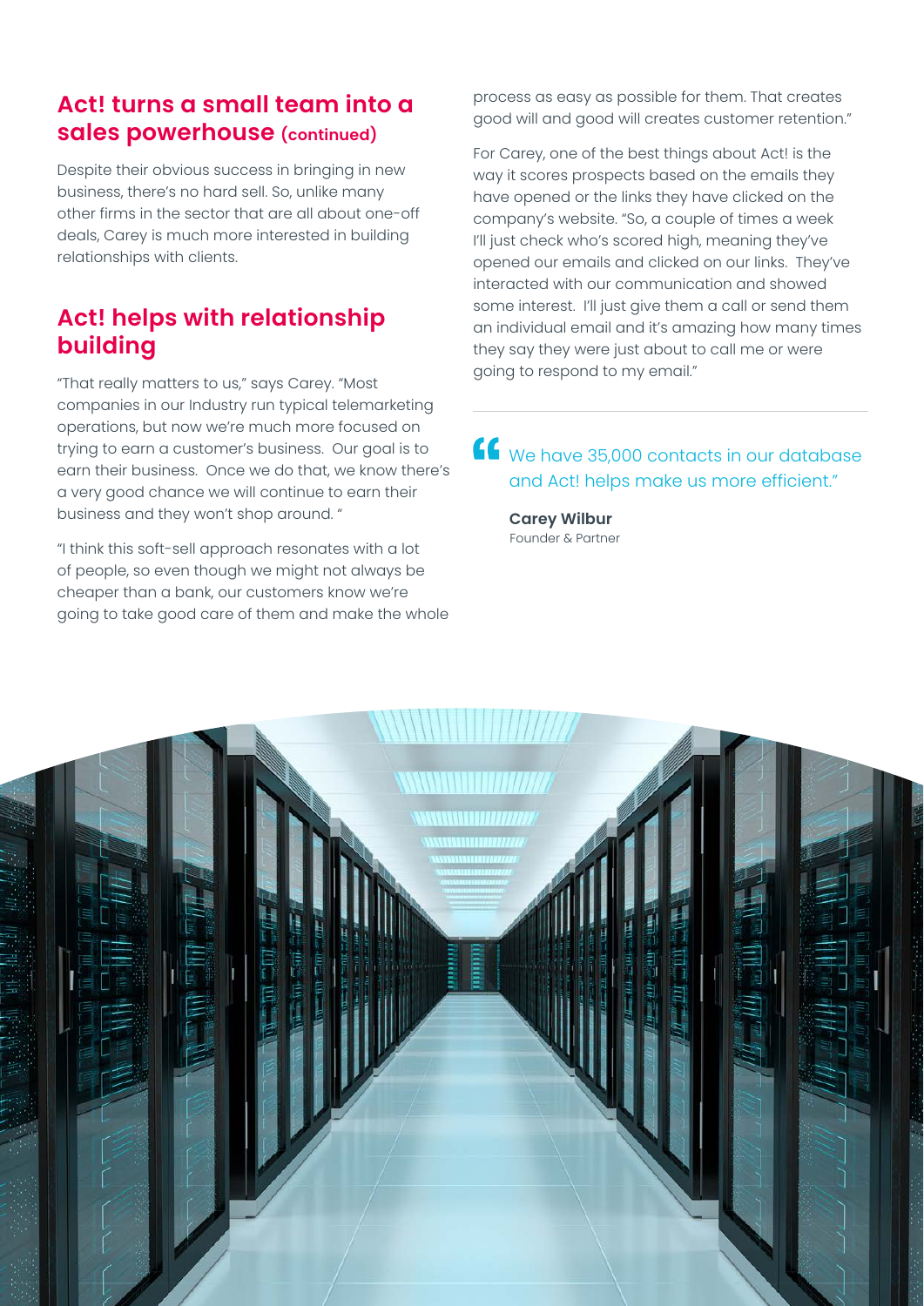## Act! turns a small team into a sales powerhouse (continued)

Despite their obvious success in bringing in new business, there's no hard sell. So, unlike many other firms in the sector that are all about one-off deals, Carey is much more interested in building relationships with clients.

## Act! helps with relationship building

"That really matters to us," says Carey. "Most companies in our Industry run typical telemarketing operations, but now we're much more focused on trying to earn a customer's business. Our goal is to earn their business. Once we do that, we know there's a very good chance we will continue to earn their business and they won't shop around. "

"I think this soft-sell approach resonates with a lot of people, so even though we might not always be cheaper than a bank, our customers know we're going to take good care of them and make the whole process as easy as possible for them. That creates good will and good will creates customer retention."

For Carey, one of the best things about Act! is the way it scores prospects based on the emails they have opened or the links they have clicked on the company's website. "So, a couple of times a week I'll just check who's scored high, meaning they've opened our emails and clicked on our links. They've interacted with our communication and showed some interest. I'll just give them a call or send them an individual email and it's amazing how many times they say they were just about to call me or were going to respond to my email."

> We have 35,000 contacts in our database and Act! helps make us more efficient."
>
> **Carey Wilbur**
> Founder & Partner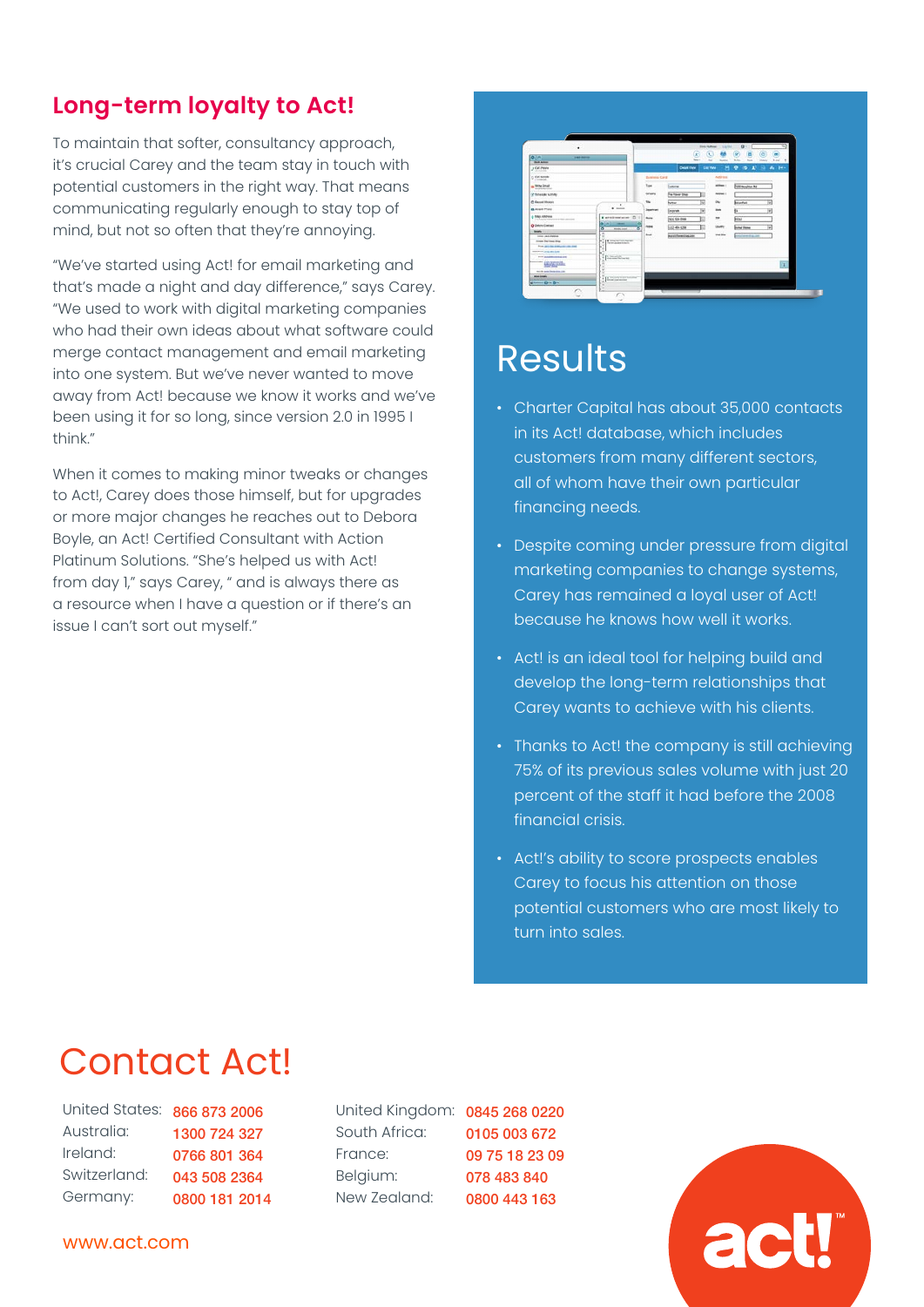## Long-term loyalty to Act!

To maintain that softer, consultancy approach, it's crucial Carey and the team stay in touch with potential customers in the right way. That means communicating regularly enough to stay top of mind, but not so often that they're annoying.

"We've started using Act! for email marketing and that's made a night and day difference," says Carey. "We used to work with digital marketing companies who had their own ideas about what software could merge contact management and email marketing into one system. But we've never wanted to move away from Act! because we know it works and we've been using it for so long, since version 2.0 in 1995 I think."

When it comes to making minor tweaks or changes to Act!, Carey does those himself, but for upgrades or more major changes he reaches out to Debora Boyle, an Act! Certified Consultant with Action Platinum Solutions. "She's helped us with Act! from day 1," says Carey, " and is always there as a resource when I have a question or if there's an issue I can't sort out myself."

# Results

- Charter Capital has about 35,000 contacts in its Act! database, which includes customers from many different sectors, all of whom have their own particular financing needs.
- Despite coming under pressure from digital marketing companies to change systems, Carey has remained a loyal user of Act! because he knows how well it works.
- Act! is an ideal tool for helping build and develop the long-term relationships that Carey wants to achieve with his clients.
- Thanks to Act! the company is still achieving 75% of its previous sales volume with just 20 percent of the staff it had before the 2008 financial crisis.
- Act!'s ability to score prospects enables Carey to focus his attention on those potential customers who are most likely to turn into sales.

# Contact Act!

| | | | |
|---|---|---|---|
| United States: | 866 873 2006 | United Kingdom: | 0845 268 0220 |
| Australia: | 1300 724 327 | South Africa: | 0105 003 672 |
| Ireland: | 0766 801 364 | France: | 09 75 18 23 09 |
| Switzerland: | 043 508 2364 | Belgium: | 078 483 840 |
| Germany: | 0800 181 2014 | New Zealand: | 0800 443 163 |

www.act.com

act!™